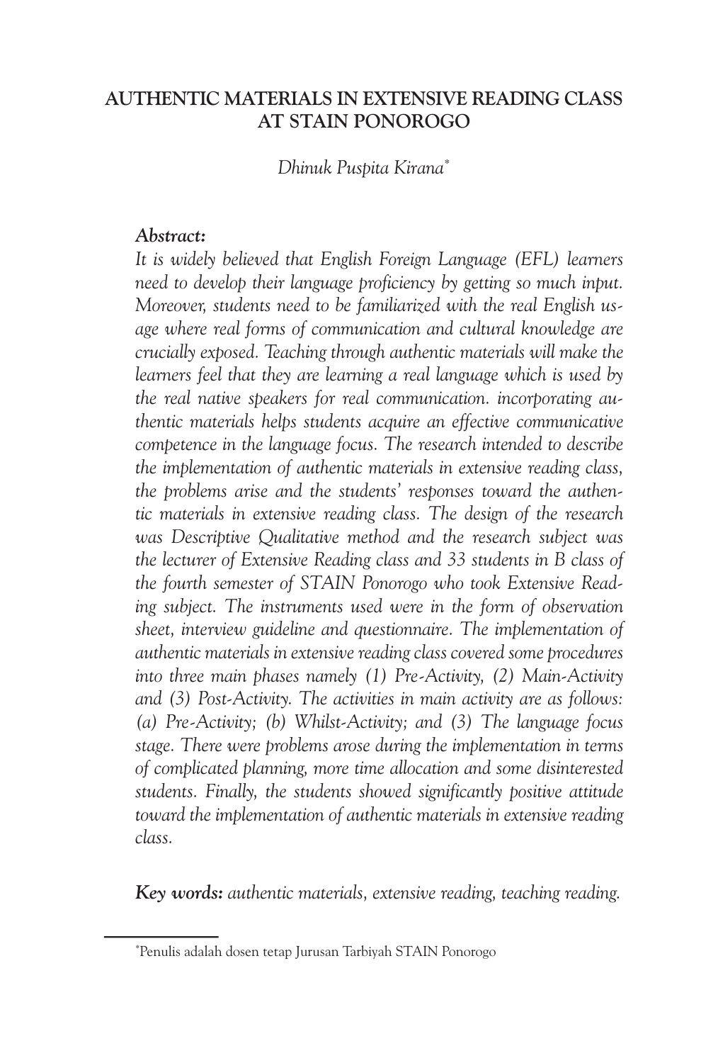# AUTHENTIC MATERIALS IN EXTENSIVE READING CLASS AT STAIN PONOROGO

*Dhinuk Puspita Kirana*[*]

***Abstract:***

*It is widely believed that English Foreign Language (EFL) learners need to develop their language proficiency by getting so much input. Moreover, students need to be familiarized with the real English usage where real forms of communication and cultural knowledge are crucially exposed. Teaching through authentic materials will make the learners feel that they are learning a real language which is used by the real native speakers for real communication. incorporating authentic materials helps students acquire an effective communicative competence in the language focus. The research intended to describe the implementation of authentic materials in extensive reading class, the problems arise and the students' responses toward the authentic materials in extensive reading class. The design of the research was Descriptive Qualitative method and the research subject was the lecturer of Extensive Reading class and 33 students in B class of the fourth semester of STAIN Ponorogo who took Extensive Reading subject. The instruments used were in the form of observation sheet, interview guideline and questionnaire. The implementation of authentic materials in extensive reading class covered some procedures into three main phases namely (1) Pre-Activity, (2) Main-Activity and (3) Post-Activity. The activities in main activity are as follows: (a) Pre-Activity; (b) Whilst-Activity; and (3) The language focus stage. There were problems arose during the implementation in terms of complicated planning, more time allocation and some disinterested students. Finally, the students showed significantly positive attitude toward the implementation of authentic materials in extensive reading class.*

***Key words:*** *authentic materials, extensive reading, teaching reading.*

---

[*]Penulis adalah dosen tetap Jurusan Tarbiyah STAIN Ponorogo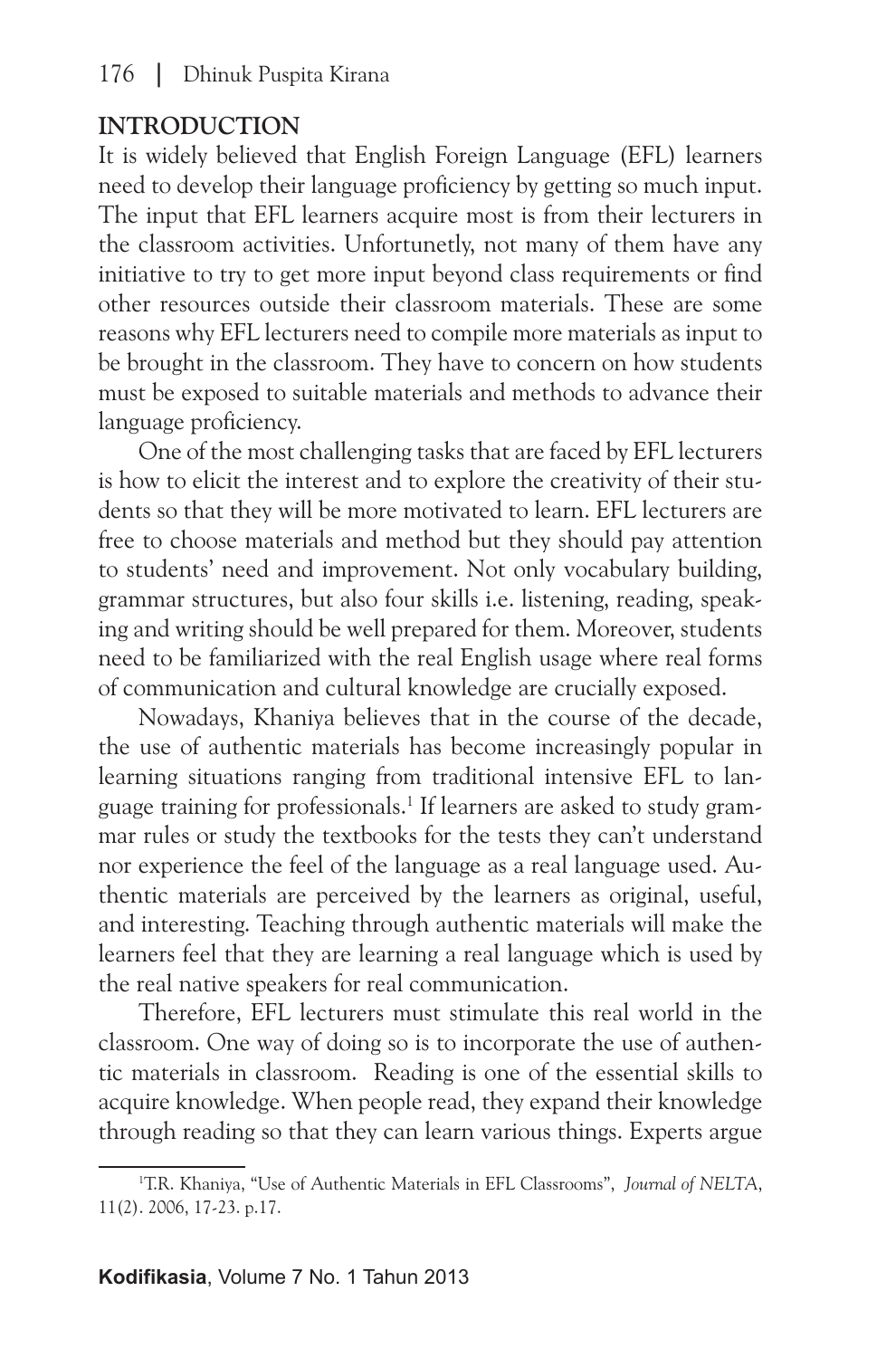## INTRODUCTION

It is widely believed that English Foreign Language (EFL) learners need to develop their language proficiency by getting so much input. The input that EFL learners acquire most is from their lecturers in the classroom activities. Unfortunetly, not many of them have any initiative to try to get more input beyond class requirements or find other resources outside their classroom materials. These are some reasons why EFL lecturers need to compile more materials as input to be brought in the classroom. They have to concern on how students must be exposed to suitable materials and methods to advance their language proficiency.

One of the most challenging tasks that are faced by EFL lecturers is how to elicit the interest and to explore the creativity of their students so that they will be more motivated to learn. EFL lecturers are free to choose materials and method but they should pay attention to students' need and improvement. Not only vocabulary building, grammar structures, but also four skills i.e. listening, reading, speaking and writing should be well prepared for them. Moreover, students need to be familiarized with the real English usage where real forms of communication and cultural knowledge are crucially exposed.

Nowadays, Khaniya believes that in the course of the decade, the use of authentic materials has become increasingly popular in learning situations ranging from traditional intensive EFL to language training for professionals.[1] If learners are asked to study grammar rules or study the textbooks for the tests they can't understand nor experience the feel of the language as a real language used. Authentic materials are perceived by the learners as original, useful, and interesting. Teaching through authentic materials will make the learners feel that they are learning a real language which is used by the real native speakers for real communication.

Therefore, EFL lecturers must stimulate this real world in the classroom. One way of doing so is to incorporate the use of authentic materials in classroom. Reading is one of the essential skills to acquire knowledge. When people read, they expand their knowledge through reading so that they can learn various things. Experts argue

---

[1] T.R. Khaniya, "Use of Authentic Materials in EFL Classrooms", *Journal of NELTA*, 11(2). 2006, 17-23. p.17.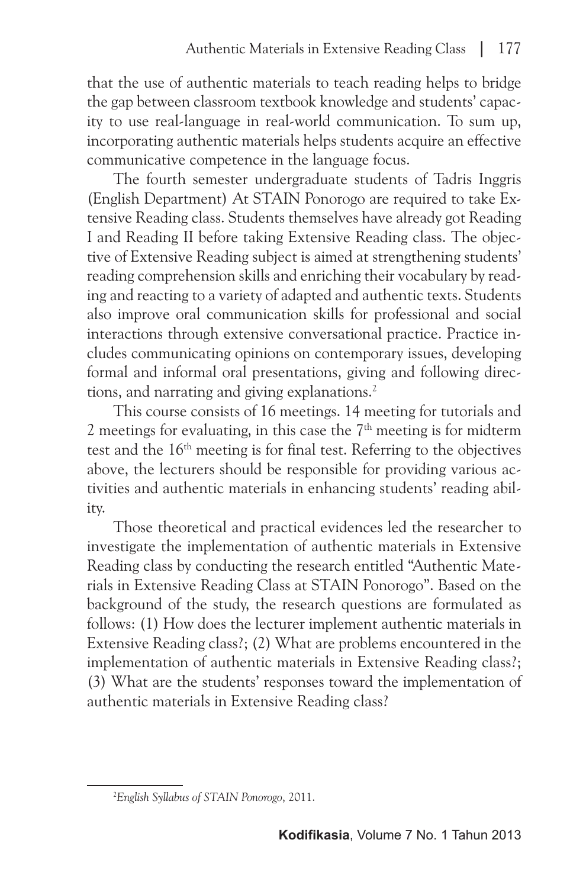that the use of authentic materials to teach reading helps to bridge the gap between classroom textbook knowledge and students' capacity to use real-language in real-world communication. To sum up, incorporating authentic materials helps students acquire an effective communicative competence in the language focus.

The fourth semester undergraduate students of Tadris Inggris (English Department) At STAIN Ponorogo are required to take Extensive Reading class. Students themselves have already got Reading I and Reading II before taking Extensive Reading class. The objective of Extensive Reading subject is aimed at strengthening students' reading comprehension skills and enriching their vocabulary by reading and reacting to a variety of adapted and authentic texts. Students also improve oral communication skills for professional and social interactions through extensive conversational practice. Practice includes communicating opinions on contemporary issues, developing formal and informal oral presentations, giving and following directions, and narrating and giving explanations.[2]

This course consists of 16 meetings. 14 meeting for tutorials and 2 meetings for evaluating, in this case the 7th meeting is for midterm test and the 16th meeting is for final test. Referring to the objectives above, the lecturers should be responsible for providing various activities and authentic materials in enhancing students' reading ability.

Those theoretical and practical evidences led the researcher to investigate the implementation of authentic materials in Extensive Reading class by conducting the research entitled "Authentic Materials in Extensive Reading Class at STAIN Ponorogo". Based on the background of the study, the research questions are formulated as follows: (1) How does the lecturer implement authentic materials in Extensive Reading class?; (2) What are problems encountered in the implementation of authentic materials in Extensive Reading class?; (3) What are the students' responses toward the implementation of authentic materials in Extensive Reading class?

---

[2] *English Syllabus of STAIN Ponorogo*, 2011.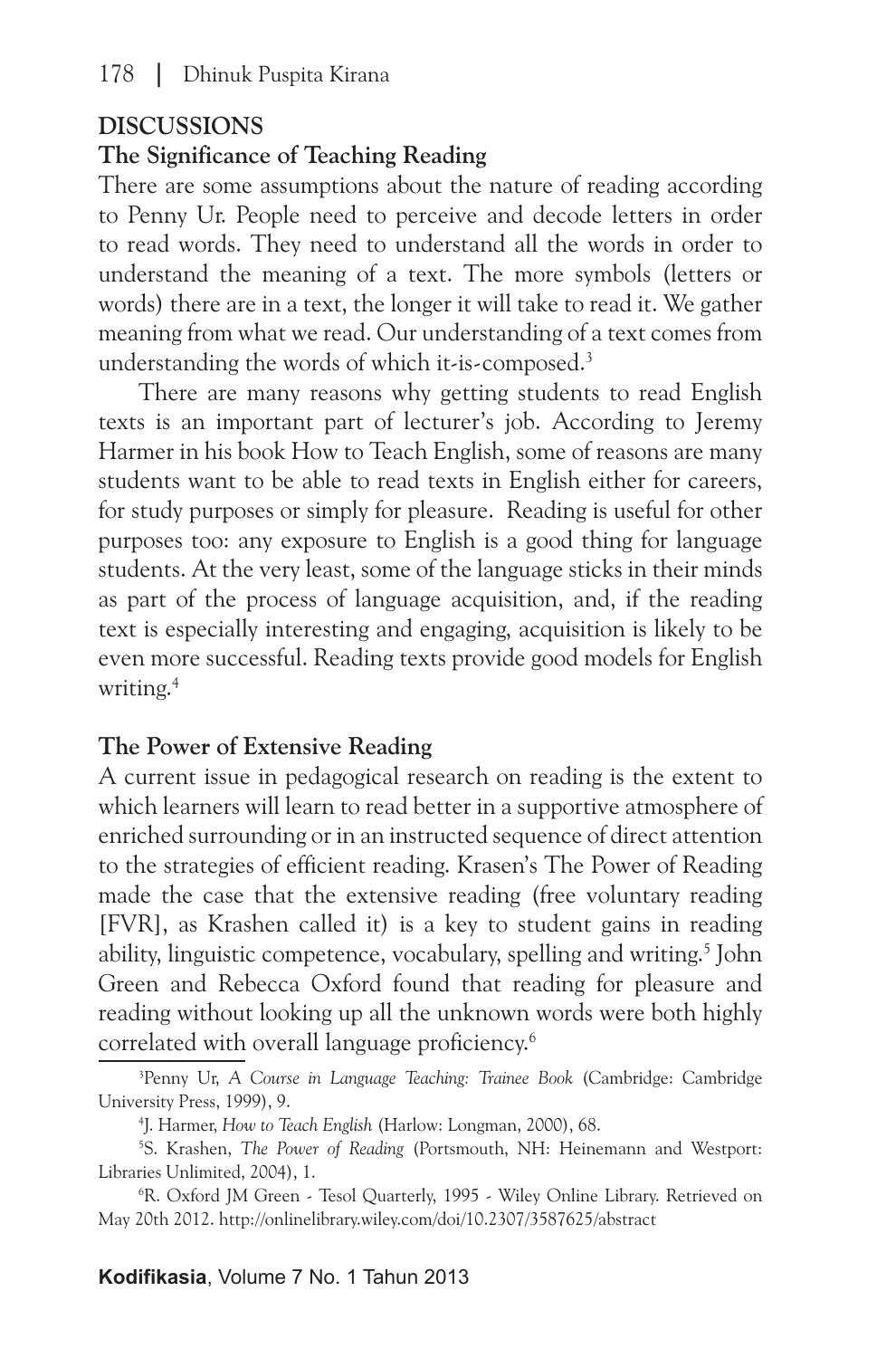## DISCUSSIONS

### The Significance of Teaching Reading

There are some assumptions about the nature of reading according to Penny Ur. People need to perceive and decode letters in order to read words. They need to understand all the words in order to understand the meaning of a text. The more symbols (letters or words) there are in a text, the longer it will take to read it. We gather meaning from what we read. Our understanding of a text comes from understanding the words of which it-is-composed.[3]

There are many reasons why getting students to read English texts is an important part of lecturer's job. According to Jeremy Harmer in his book How to Teach English, some of reasons are many students want to be able to read texts in English either for careers, for study purposes or simply for pleasure. Reading is useful for other purposes too: any exposure to English is a good thing for language students. At the very least, some of the language sticks in their minds as part of the process of language acquisition, and, if the reading text is especially interesting and engaging, acquisition is likely to be even more successful. Reading texts provide good models for English writing.[4]

### The Power of Extensive Reading

A current issue in pedagogical research on reading is the extent to which learners will learn to read better in a supportive atmosphere of enriched surrounding or in an instructed sequence of direct attention to the strategies of efficient reading. Krasen's The Power of Reading made the case that the extensive reading (free voluntary reading [FVR], as Krashen called it) is a key to student gains in reading ability, linguistic competence, vocabulary, spelling and writing.[5] John Green and Rebecca Oxford found that reading for pleasure and reading without looking up all the unknown words were both highly correlated with overall language proficiency.[6]

---

[3] Penny Ur, *A Course in Language Teaching: Trainee Book* (Cambridge: Cambridge University Press, 1999), 9.

[4] J. Harmer, *How to Teach English* (Harlow: Longman, 2000), 68.

[5] S. Krashen, *The Power of Reading* (Portsmouth, NH: Heinemann and Westport: Libraries Unlimited, 2004), 1.

[6] R. Oxford JM Green - Tesol Quarterly, 1995 - Wiley Online Library. Retrieved on May 20th 2012. http://onlinelibrary.wiley.com/doi/10.2307/3587625/abstract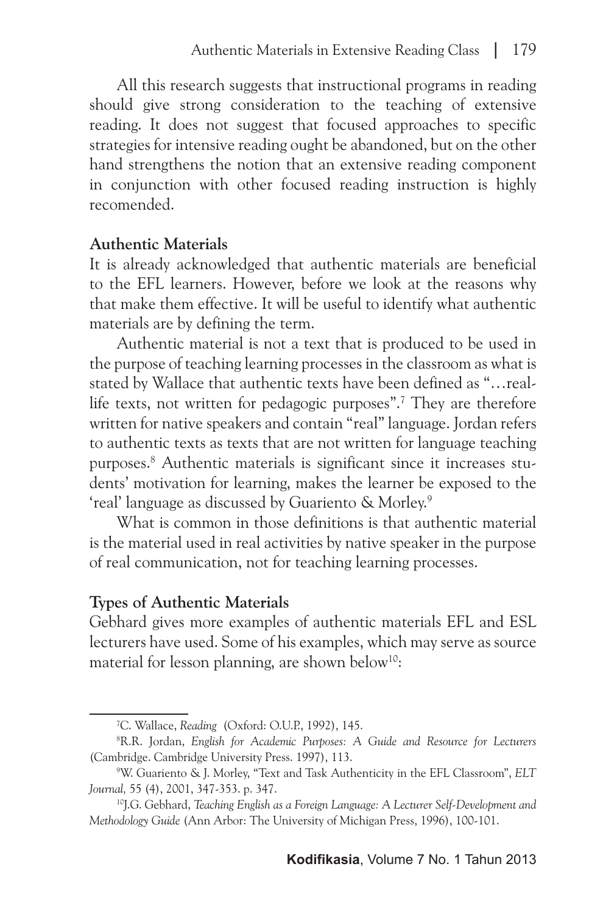All this research suggests that instructional programs in reading should give strong consideration to the teaching of extensive reading. It does not suggest that focused approaches to specific strategies for intensive reading ought be abandoned, but on the other hand strengthens the notion that an extensive reading component in conjunction with other focused reading instruction is highly recomended.

**Authentic Materials**

It is already acknowledged that authentic materials are beneficial to the EFL learners. However, before we look at the reasons why that make them effective. It will be useful to identify what authentic materials are by defining the term.

Authentic material is not a text that is produced to be used in the purpose of teaching learning processes in the classroom as what is stated by Wallace that authentic texts have been defined as "…real-life texts, not written for pedagogic purposes".[7] They are therefore written for native speakers and contain "real" language. Jordan refers to authentic texts as texts that are not written for language teaching purposes.[8] Authentic materials is significant since it increases students' motivation for learning, makes the learner be exposed to the 'real' language as discussed by Guariento & Morley.[9]

What is common in those definitions is that authentic material is the material used in real activities by native speaker in the purpose of real communication, not for teaching learning processes.

**Types of Authentic Materials**

Gebhard gives more examples of authentic materials EFL and ESL lecturers have used. Some of his examples, which may serve as source material for lesson planning, are shown below[10]:

---

[7] C. Wallace, *Reading* (Oxford: O.U.P., 1992), 145.

[8] R.R. Jordan, *English for Academic Purposes: A Guide and Resource for Lecturers* (Cambridge. Cambridge University Press. 1997), 113.

[9] W. Guariento & J. Morley, "Text and Task Authenticity in the EFL Classroom", *ELT Journal,* 55 (4), 2001, 347-353. p. 347.

[10] J.G. Gebhard, *Teaching English as a Foreign Language: A Lecturer Self-Development and Methodology Guide* (Ann Arbor: The University of Michigan Press, 1996), 100-101.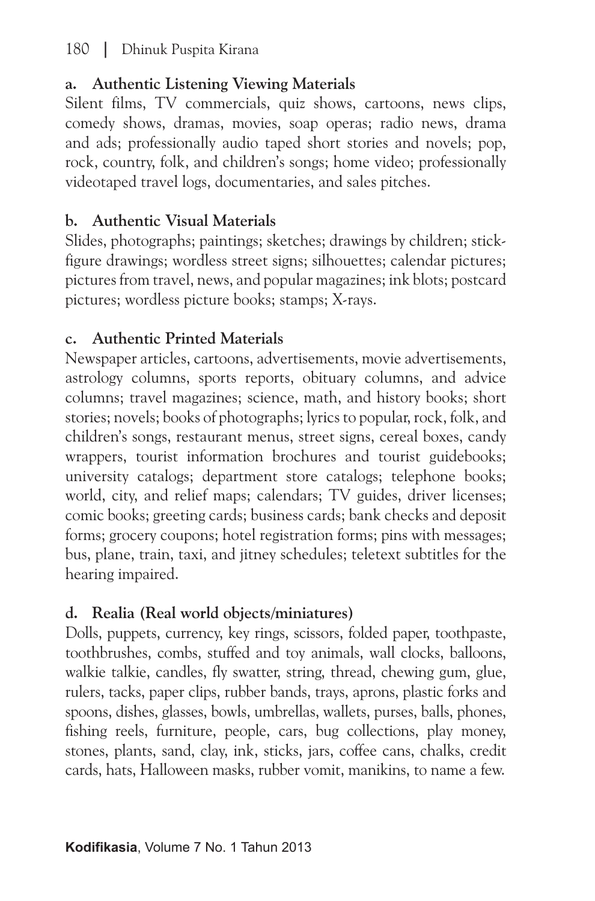**a. Authentic Listening Viewing Materials**

Silent films, TV commercials, quiz shows, cartoons, news clips, comedy shows, dramas, movies, soap operas; radio news, drama and ads; professionally audio taped short stories and novels; pop, rock, country, folk, and children's songs; home video; professionally videotaped travel logs, documentaries, and sales pitches.

**b. Authentic Visual Materials**

Slides, photographs; paintings; sketches; drawings by children; stick-figure drawings; wordless street signs; silhouettes; calendar pictures; pictures from travel, news, and popular magazines; ink blots; postcard pictures; wordless picture books; stamps; X-rays.

**c. Authentic Printed Materials**

Newspaper articles, cartoons, advertisements, movie advertisements, astrology columns, sports reports, obituary columns, and advice columns; travel magazines; science, math, and history books; short stories; novels; books of photographs; lyrics to popular, rock, folk, and children's songs, restaurant menus, street signs, cereal boxes, candy wrappers, tourist information brochures and tourist guidebooks; university catalogs; department store catalogs; telephone books; world, city, and relief maps; calendars; TV guides, driver licenses; comic books; greeting cards; business cards; bank checks and deposit forms; grocery coupons; hotel registration forms; pins with messages; bus, plane, train, taxi, and jitney schedules; teletext subtitles for the hearing impaired.

**d. Realia (Real world objects/miniatures)**

Dolls, puppets, currency, key rings, scissors, folded paper, toothpaste, toothbrushes, combs, stuffed and toy animals, wall clocks, balloons, walkie talkie, candles, fly swatter, string, thread, chewing gum, glue, rulers, tacks, paper clips, rubber bands, trays, aprons, plastic forks and spoons, dishes, glasses, bowls, umbrellas, wallets, purses, balls, phones, fishing reels, furniture, people, cars, bug collections, play money, stones, plants, sand, clay, ink, sticks, jars, coffee cans, chalks, credit cards, hats, Halloween masks, rubber vomit, manikins, to name a few.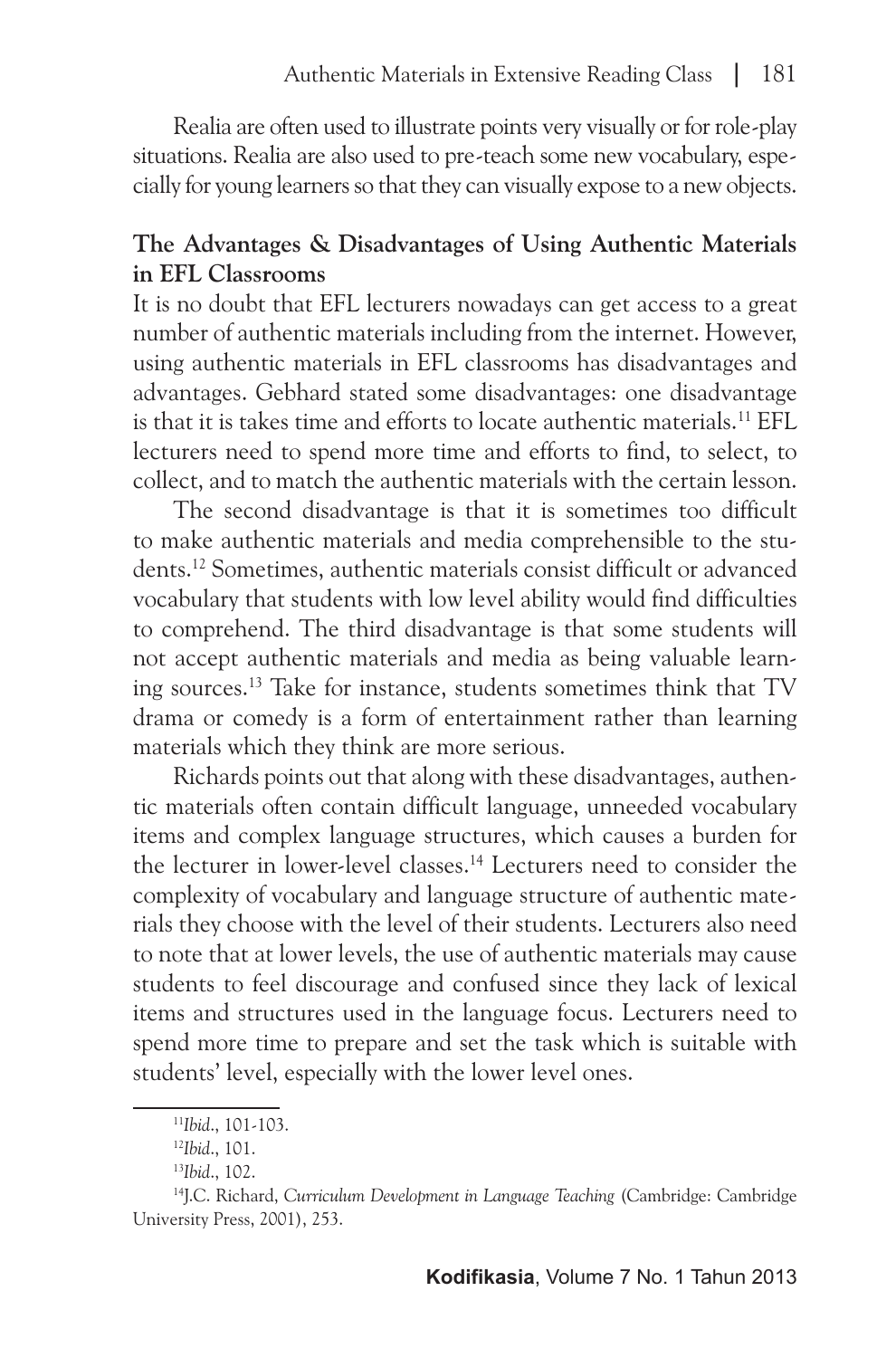Realia are often used to illustrate points very visually or for role-play situations. Realia are also used to pre-teach some new vocabulary, especially for young learners so that they can visually expose to a new objects.

## The Advantages & Disadvantages of Using Authentic Materials in EFL Classrooms

It is no doubt that EFL lecturers nowadays can get access to a great number of authentic materials including from the internet. However, using authentic materials in EFL classrooms has disadvantages and advantages. Gebhard stated some disadvantages: one disadvantage is that it is takes time and efforts to locate authentic materials.[11] EFL lecturers need to spend more time and efforts to find, to select, to collect, and to match the authentic materials with the certain lesson.

The second disadvantage is that it is sometimes too difficult to make authentic materials and media comprehensible to the students.[12] Sometimes, authentic materials consist difficult or advanced vocabulary that students with low level ability would find difficulties to comprehend. The third disadvantage is that some students will not accept authentic materials and media as being valuable learning sources.[13] Take for instance, students sometimes think that TV drama or comedy is a form of entertainment rather than learning materials which they think are more serious.

Richards points out that along with these disadvantages, authentic materials often contain difficult language, unneeded vocabulary items and complex language structures, which causes a burden for the lecturer in lower-level classes.[14] Lecturers need to consider the complexity of vocabulary and language structure of authentic materials they choose with the level of their students. Lecturers also need to note that at lower levels, the use of authentic materials may cause students to feel discourage and confused since they lack of lexical items and structures used in the language focus. Lecturers need to spend more time to prepare and set the task which is suitable with students' level, especially with the lower level ones.

---

[11] *Ibid*., 101-103.

[12] *Ibid*., 101.

[13] *Ibid*., 102.

[14] J.C. Richard, *Curriculum Development in Language Teaching* (Cambridge: Cambridge University Press, 2001), 253.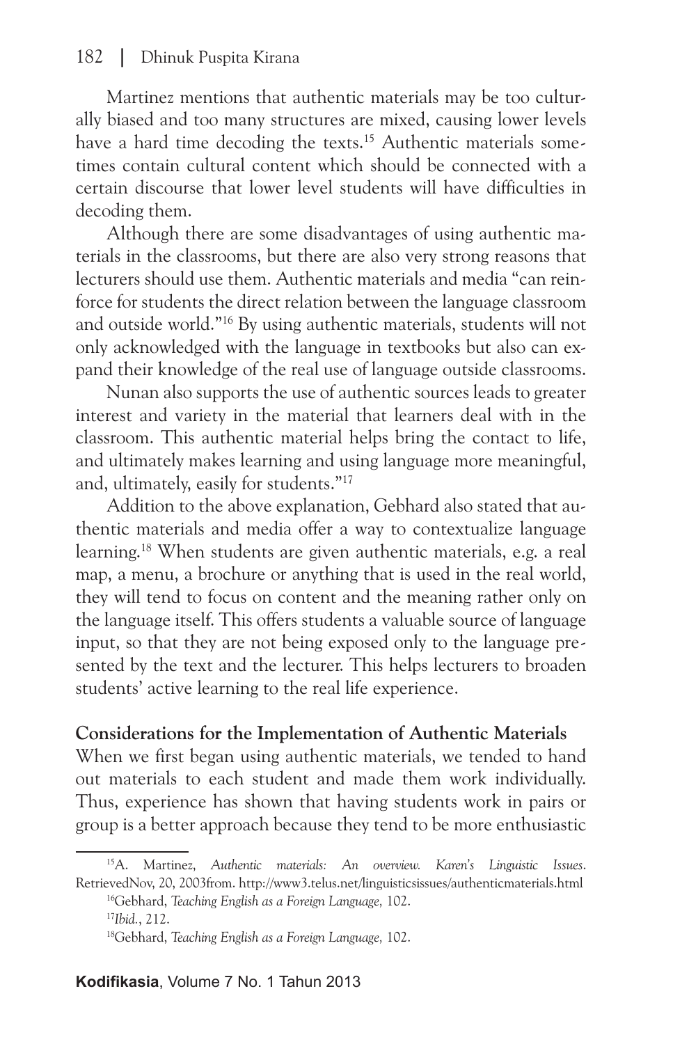Martinez mentions that authentic materials may be too culturally biased and too many structures are mixed, causing lower levels have a hard time decoding the texts.[15] Authentic materials sometimes contain cultural content which should be connected with a certain discourse that lower level students will have difficulties in decoding them.

Although there are some disadvantages of using authentic materials in the classrooms, but there are also very strong reasons that lecturers should use them. Authentic materials and media "can reinforce for students the direct relation between the language classroom and outside world."[16] By using authentic materials, students will not only acknowledged with the language in textbooks but also can expand their knowledge of the real use of language outside classrooms.

Nunan also supports the use of authentic sources leads to greater interest and variety in the material that learners deal with in the classroom. This authentic material helps bring the contact to life, and ultimately makes learning and using language more meaningful, and, ultimately, easily for students."[17]

Addition to the above explanation, Gebhard also stated that authentic materials and media offer a way to contextualize language learning.[18] When students are given authentic materials, e.g. a real map, a menu, a brochure or anything that is used in the real world, they will tend to focus on content and the meaning rather only on the language itself. This offers students a valuable source of language input, so that they are not being exposed only to the language presented by the text and the lecturer. This helps lecturers to broaden students' active learning to the real life experience.

**Considerations for the Implementation of Authentic Materials**

When we first began using authentic materials, we tended to hand out materials to each student and made them work individually. Thus, experience has shown that having students work in pairs or group is a better approach because they tend to be more enthusiastic

---

[15] A. Martinez, *Authentic materials: An overview. Karen's Linguistic Issues*. RetrievedNov, 20, 2003from. http://www3.telus.net/linguisticsissues/authenticmaterials.html

[16] Gebhard, *Teaching English as a Foreign Language,* 102.

[17] *Ibid.*, 212.

[18] Gebhard, *Teaching English as a Foreign Language,* 102.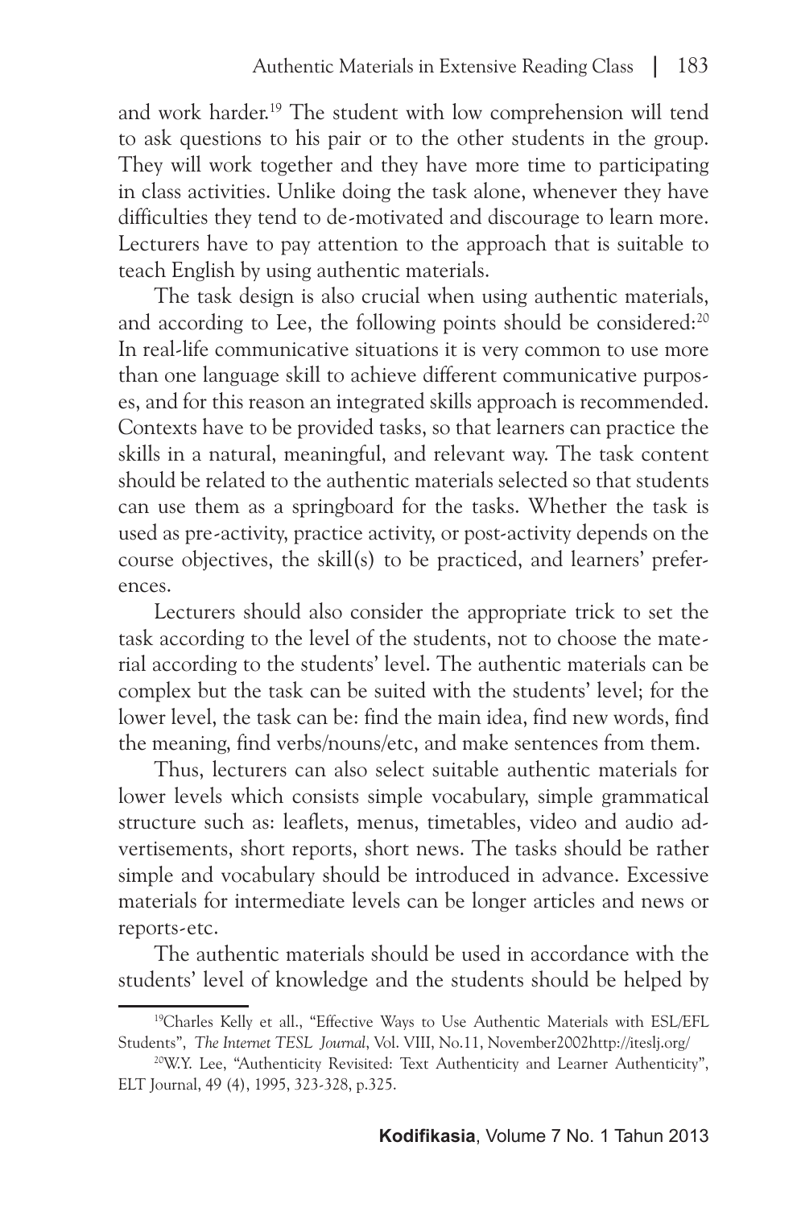and work harder.[19] The student with low comprehension will tend to ask questions to his pair or to the other students in the group. They will work together and they have more time to participating in class activities. Unlike doing the task alone, whenever they have difficulties they tend to de-motivated and discourage to learn more. Lecturers have to pay attention to the approach that is suitable to teach English by using authentic materials.

The task design is also crucial when using authentic materials, and according to Lee, the following points should be considered:[20] In real-life communicative situations it is very common to use more than one language skill to achieve different communicative purposes, and for this reason an integrated skills approach is recommended. Contexts have to be provided tasks, so that learners can practice the skills in a natural, meaningful, and relevant way. The task content should be related to the authentic materials selected so that students can use them as a springboard for the tasks. Whether the task is used as pre-activity, practice activity, or post-activity depends on the course objectives, the skill(s) to be practiced, and learners' preferences.

Lecturers should also consider the appropriate trick to set the task according to the level of the students, not to choose the material according to the students' level. The authentic materials can be complex but the task can be suited with the students' level; for the lower level, the task can be: find the main idea, find new words, find the meaning, find verbs/nouns/etc, and make sentences from them.

Thus, lecturers can also select suitable authentic materials for lower levels which consists simple vocabulary, simple grammatical structure such as: leaflets, menus, timetables, video and audio advertisements, short reports, short news. The tasks should be rather simple and vocabulary should be introduced in advance. Excessive materials for intermediate levels can be longer articles and news or reports-etc.

The authentic materials should be used in accordance with the students' level of knowledge and the students should be helped by

---

[19] Charles Kelly et all., "Effective Ways to Use Authentic Materials with ESL/EFL Students", *The Internet TESL Journal*, Vol. VIII, No.11, November2002http://iteslj.org/

[20] W.Y. Lee, "Authenticity Revisited: Text Authenticity and Learner Authenticity", ELT Journal, 49 (4), 1995, 323-328, p.325.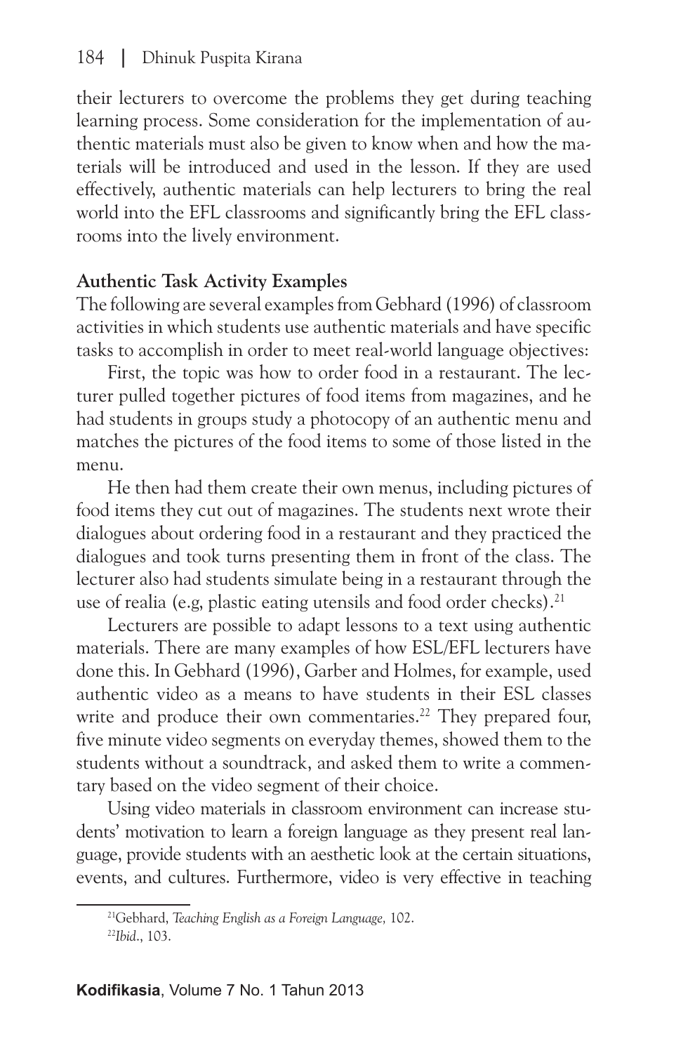their lecturers to overcome the problems they get during teaching learning process. Some consideration for the implementation of authentic materials must also be given to know when and how the materials will be introduced and used in the lesson. If they are used effectively, authentic materials can help lecturers to bring the real world into the EFL classrooms and significantly bring the EFL classrooms into the lively environment.

### Authentic Task Activity Examples

The following are several examples from Gebhard (1996) of classroom activities in which students use authentic materials and have specific tasks to accomplish in order to meet real-world language objectives:

First, the topic was how to order food in a restaurant. The lecturer pulled together pictures of food items from magazines, and he had students in groups study a photocopy of an authentic menu and matches the pictures of the food items to some of those listed in the menu.

He then had them create their own menus, including pictures of food items they cut out of magazines. The students next wrote their dialogues about ordering food in a restaurant and they practiced the dialogues and took turns presenting them in front of the class. The lecturer also had students simulate being in a restaurant through the use of realia (e.g, plastic eating utensils and food order checks).[21]

Lecturers are possible to adapt lessons to a text using authentic materials. There are many examples of how ESL/EFL lecturers have done this. In Gebhard (1996), Garber and Holmes, for example, used authentic video as a means to have students in their ESL classes write and produce their own commentaries.[22] They prepared four, five minute video segments on everyday themes, showed them to the students without a soundtrack, and asked them to write a commentary based on the video segment of their choice.

Using video materials in classroom environment can increase students' motivation to learn a foreign language as they present real language, provide students with an aesthetic look at the certain situations, events, and cultures. Furthermore, video is very effective in teaching

---

[21] Gebhard, *Teaching English as a Foreign Language,* 102.

[22] *Ibid*., 103.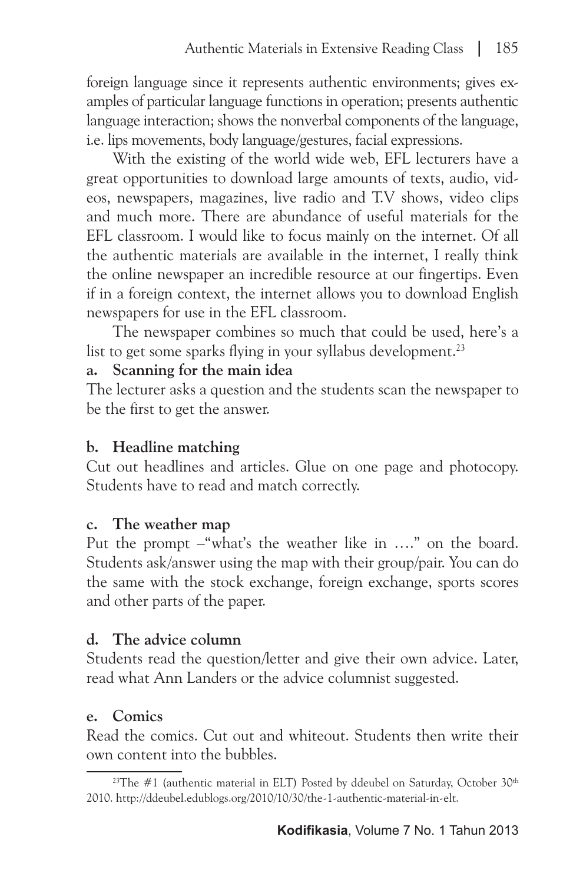foreign language since it represents authentic environments; gives examples of particular language functions in operation; presents authentic language interaction; shows the nonverbal components of the language, i.e. lips movements, body language/gestures, facial expressions.

With the existing of the world wide web, EFL lecturers have a great opportunities to download large amounts of texts, audio, videos, newspapers, magazines, live radio and T.V shows, video clips and much more. There are abundance of useful materials for the EFL classroom. I would like to focus mainly on the internet. Of all the authentic materials are available in the internet, I really think the online newspaper an incredible resource at our fingertips. Even if in a foreign context, the internet allows you to download English newspapers for use in the EFL classroom.

The newspaper combines so much that could be used, here's a list to get some sparks flying in your syllabus development.[23]

**a. Scanning for the main idea**

The lecturer asks a question and the students scan the newspaper to be the first to get the answer.

**b. Headline matching**

Cut out headlines and articles. Glue on one page and photocopy. Students have to read and match correctly.

**c. The weather map**

Put the prompt –"what's the weather like in …." on the board. Students ask/answer using the map with their group/pair. You can do the same with the stock exchange, foreign exchange, sports scores and other parts of the paper.

**d. The advice column**

Students read the question/letter and give their own advice. Later, read what Ann Landers or the advice columnist suggested.

**e. Comics**

Read the comics. Cut out and whiteout. Students then write their own content into the bubbles.

---

[23] The #1 (authentic material in ELT) Posted by ddeubel on Saturday, October 30th 2010. http://ddeubel.edublogs.org/2010/10/30/the-1-authentic-material-in-elt.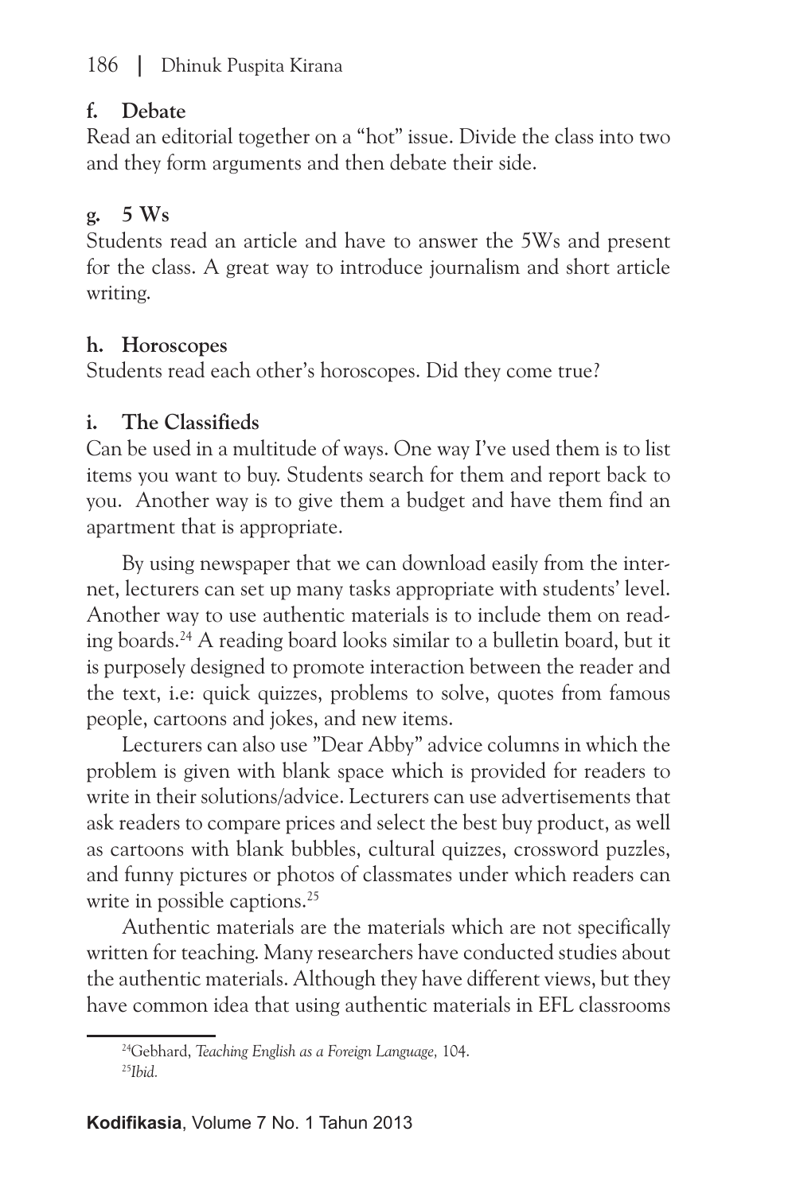**f. Debate**

Read an editorial together on a "hot" issue. Divide the class into two and they form arguments and then debate their side.

**g. 5 Ws**

Students read an article and have to answer the 5Ws and present for the class. A great way to introduce journalism and short article writing.

**h. Horoscopes**

Students read each other's horoscopes. Did they come true?

**i. The Classifieds**

Can be used in a multitude of ways. One way I've used them is to list items you want to buy. Students search for them and report back to you. Another way is to give them a budget and have them find an apartment that is appropriate.

By using newspaper that we can download easily from the internet, lecturers can set up many tasks appropriate with students' level. Another way to use authentic materials is to include them on reading boards.[24] A reading board looks similar to a bulletin board, but it is purposely designed to promote interaction between the reader and the text, i.e: quick quizzes, problems to solve, quotes from famous people, cartoons and jokes, and new items.

Lecturers can also use "Dear Abby" advice columns in which the problem is given with blank space which is provided for readers to write in their solutions/advice. Lecturers can use advertisements that ask readers to compare prices and select the best buy product, as well as cartoons with blank bubbles, cultural quizzes, crossword puzzles, and funny pictures or photos of classmates under which readers can write in possible captions.[25]

Authentic materials are the materials which are not specifically written for teaching. Many researchers have conducted studies about the authentic materials. Although they have different views, but they have common idea that using authentic materials in EFL classrooms

---

[24] Gebhard, *Teaching English as a Foreign Language,* 104.

[25] *Ibid.*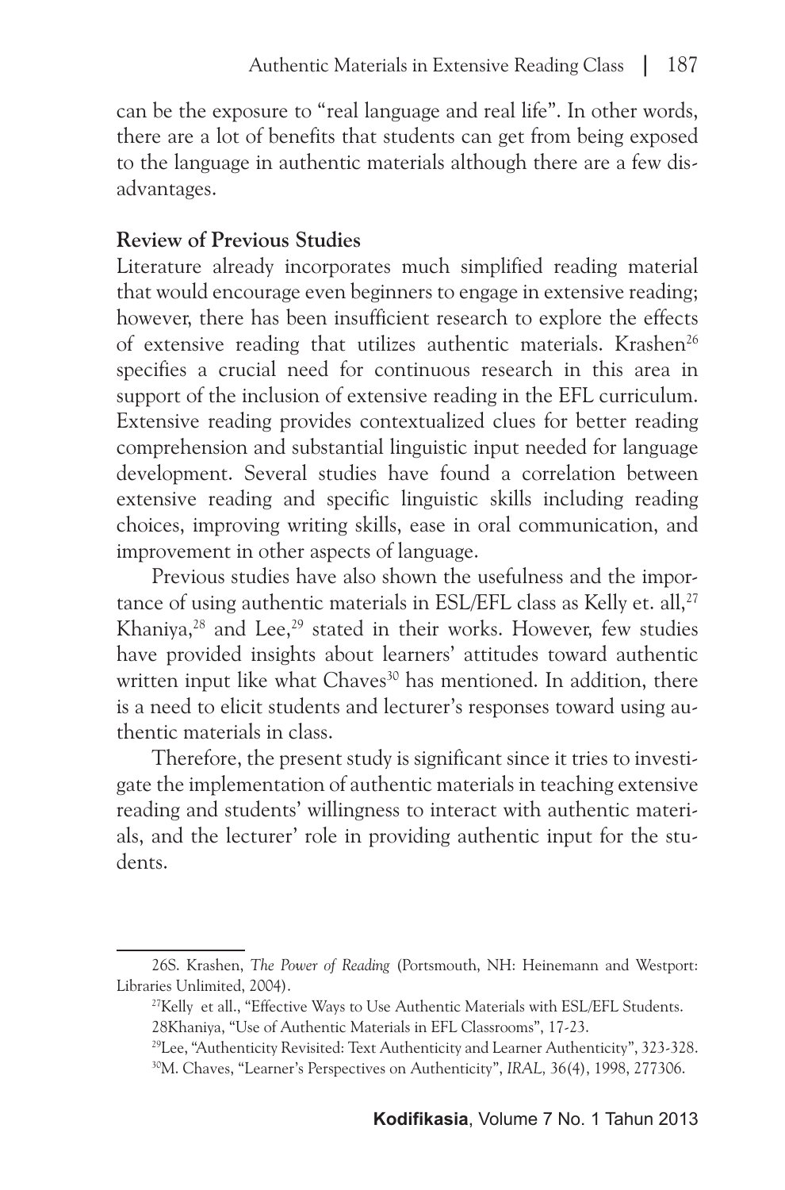can be the exposure to "real language and real life". In other words, there are a lot of benefits that students can get from being exposed to the language in authentic materials although there are a few disadvantages.

**Review of Previous Studies**

Literature already incorporates much simplified reading material that would encourage even beginners to engage in extensive reading; however, there has been insufficient research to explore the effects of extensive reading that utilizes authentic materials. Krashen[26] specifies a crucial need for continuous research in this area in support of the inclusion of extensive reading in the EFL curriculum. Extensive reading provides contextualized clues for better reading comprehension and substantial linguistic input needed for language development. Several studies have found a correlation between extensive reading and specific linguistic skills including reading choices, improving writing skills, ease in oral communication, and improvement in other aspects of language.

Previous studies have also shown the usefulness and the importance of using authentic materials in ESL/EFL class as Kelly et. all,[27] Khaniya,[28] and Lee,[29] stated in their works. However, few studies have provided insights about learners' attitudes toward authentic written input like what Chaves[30] has mentioned. In addition, there is a need to elicit students and lecturer's responses toward using authentic materials in class.

Therefore, the present study is significant since it tries to investigate the implementation of authentic materials in teaching extensive reading and students' willingness to interact with authentic materials, and the lecturer' role in providing authentic input for the students.

---

26S. Krashen, *The Power of Reading* (Portsmouth, NH: Heinemann and Westport: Libraries Unlimited, 2004).

[27]Kelly et all., "Effective Ways to Use Authentic Materials with ESL/EFL Students.

28Khaniya, "Use of Authentic Materials in EFL Classrooms", 17-23.

[29]Lee, "Authenticity Revisited: Text Authenticity and Learner Authenticity", 323-328.

[30]M. Chaves, "Learner's Perspectives on Authenticity", *IRAL,* 36(4), 1998, 277306.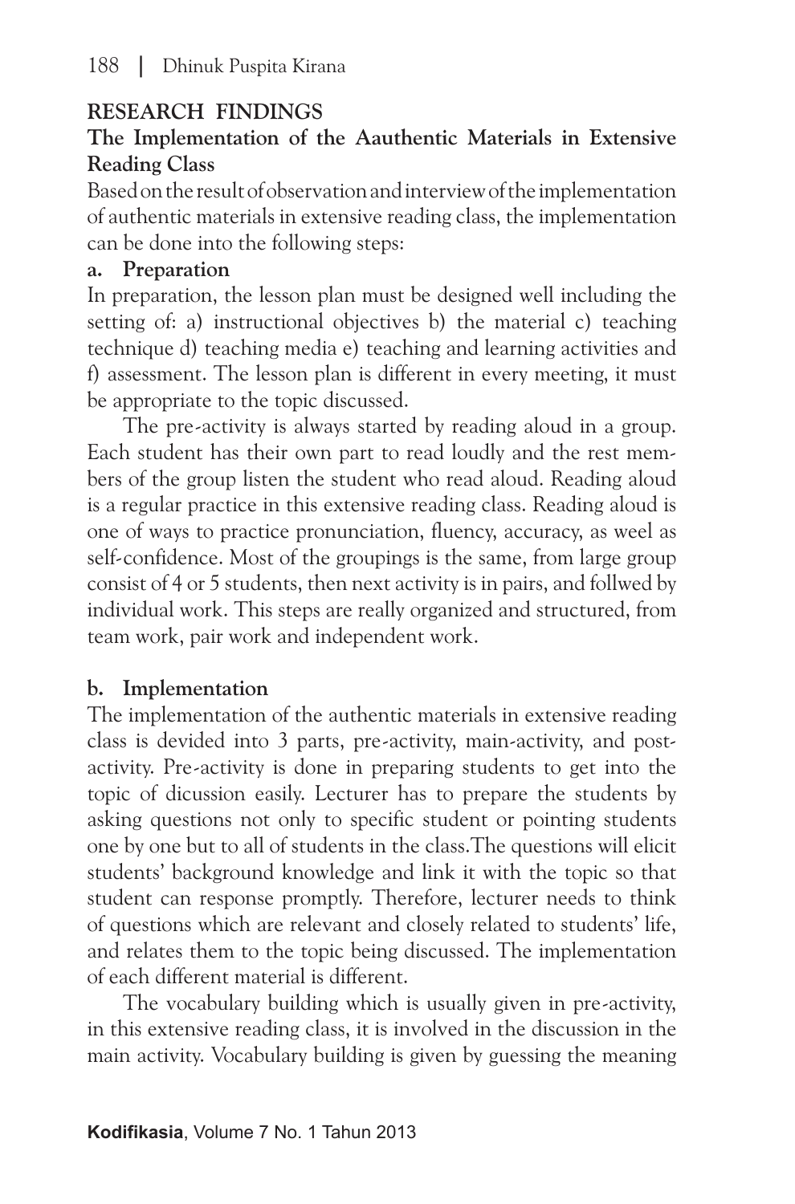## RESEARCH FINDINGS

### The Implementation of the Aauthentic Materials in Extensive Reading Class

Based on the result of observation and interview of the implementation of authentic materials in extensive reading class, the implementation can be done into the following steps:

**a. Preparation**

In preparation, the lesson plan must be designed well including the setting of: a) instructional objectives b) the material c) teaching technique d) teaching media e) teaching and learning activities and f) assessment. The lesson plan is different in every meeting, it must be appropriate to the topic discussed.

The pre-activity is always started by reading aloud in a group. Each student has their own part to read loudly and the rest members of the group listen the student who read aloud. Reading aloud is a regular practice in this extensive reading class. Reading aloud is one of ways to practice pronunciation, fluency, accuracy, as weel as self-confidence. Most of the groupings is the same, from large group consist of 4 or 5 students, then next activity is in pairs, and follwed by individual work. This steps are really organized and structured, from team work, pair work and independent work.

**b. Implementation**

The implementation of the authentic materials in extensive reading class is devided into 3 parts, pre-activity, main-activity, and post-activity. Pre-activity is done in preparing students to get into the topic of dicussion easily. Lecturer has to prepare the students by asking questions not only to specific student or pointing students one by one but to all of students in the class.The questions will elicit students' background knowledge and link it with the topic so that student can response promptly. Therefore, lecturer needs to think of questions which are relevant and closely related to students' life, and relates them to the topic being discussed. The implementation of each different material is different.

The vocabulary building which is usually given in pre-activity, in this extensive reading class, it is involved in the discussion in the main activity. Vocabulary building is given by guessing the meaning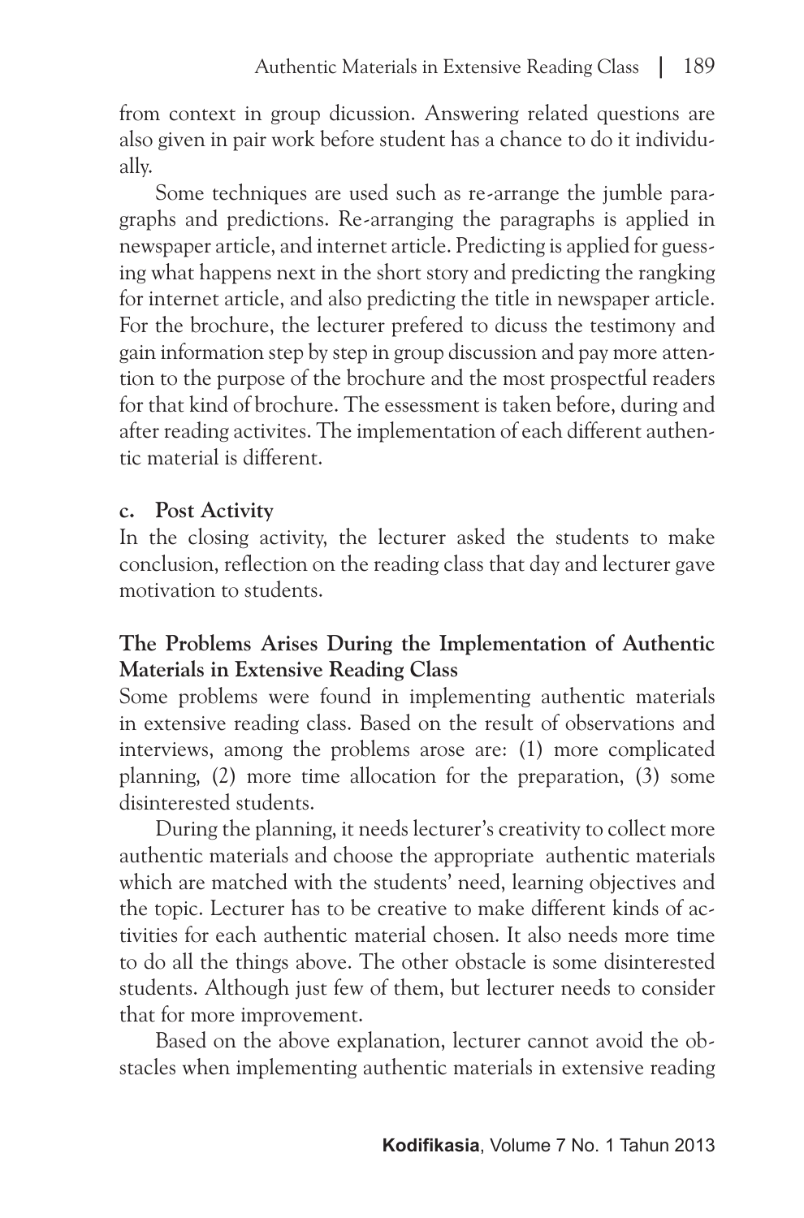from context in group dicussion. Answering related questions are also given in pair work before student has a chance to do it individually.

Some techniques are used such as re-arrange the jumble paragraphs and predictions. Re-arranging the paragraphs is applied in newspaper article, and internet article. Predicting is applied for guessing what happens next in the short story and predicting the rangking for internet article, and also predicting the title in newspaper article. For the brochure, the lecturer prefered to dicuss the testimony and gain information step by step in group discussion and pay more attention to the purpose of the brochure and the most prospectful readers for that kind of brochure. The essessment is taken before, during and after reading activites. The implementation of each different authentic material is different.

**c. Post Activity**

In the closing activity, the lecturer asked the students to make conclusion, reflection on the reading class that day and lecturer gave motivation to students.

## The Problems Arises During the Implementation of Authentic Materials in Extensive Reading Class

Some problems were found in implementing authentic materials in extensive reading class. Based on the result of observations and interviews, among the problems arose are: (1) more complicated planning, (2) more time allocation for the preparation, (3) some disinterested students.

During the planning, it needs lecturer's creativity to collect more authentic materials and choose the appropriate authentic materials which are matched with the students' need, learning objectives and the topic. Lecturer has to be creative to make different kinds of activities for each authentic material chosen. It also needs more time to do all the things above. The other obstacle is some disinterested students. Although just few of them, but lecturer needs to consider that for more improvement.

Based on the above explanation, lecturer cannot avoid the obstacles when implementing authentic materials in extensive reading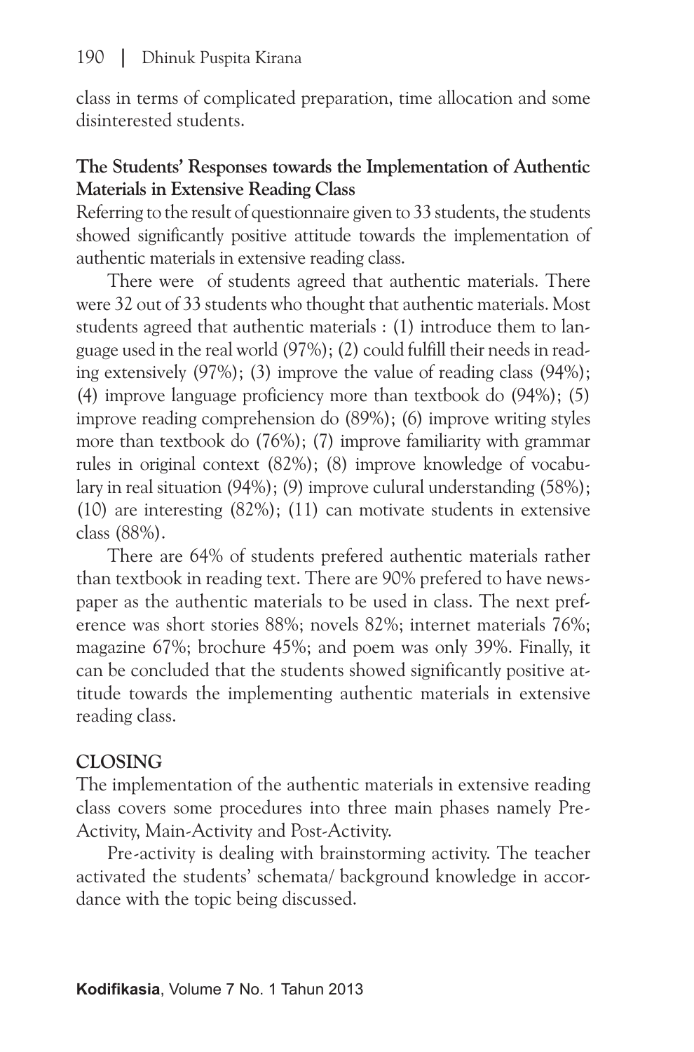class in terms of complicated preparation, time allocation and some disinterested students.

**The Students' Responses towards the Implementation of Authentic Materials in Extensive Reading Class**

Referring to the result of questionnaire given to 33 students, the students showed significantly positive attitude towards the implementation of authentic materials in extensive reading class.

There were of students agreed that authentic materials. There were 32 out of 33 students who thought that authentic materials. Most students agreed that authentic materials : (1) introduce them to language used in the real world (97%); (2) could fulfill their needs in reading extensively (97%); (3) improve the value of reading class (94%); (4) improve language proficiency more than textbook do (94%); (5) improve reading comprehension do (89%); (6) improve writing styles more than textbook do (76%); (7) improve familiarity with grammar rules in original context (82%); (8) improve knowledge of vocabulary in real situation (94%); (9) improve culural understanding (58%); (10) are interesting (82%); (11) can motivate students in extensive class (88%).

There are 64% of students prefered authentic materials rather than textbook in reading text. There are 90% prefered to have newspaper as the authentic materials to be used in class. The next preference was short stories 88%; novels 82%; internet materials 76%; magazine 67%; brochure 45%; and poem was only 39%. Finally, it can be concluded that the students showed significantly positive attitude towards the implementing authentic materials in extensive reading class.

## CLOSING

The implementation of the authentic materials in extensive reading class covers some procedures into three main phases namely Pre-Activity, Main-Activity and Post-Activity.

Pre-activity is dealing with brainstorming activity. The teacher activated the students' schemata/ background knowledge in accordance with the topic being discussed.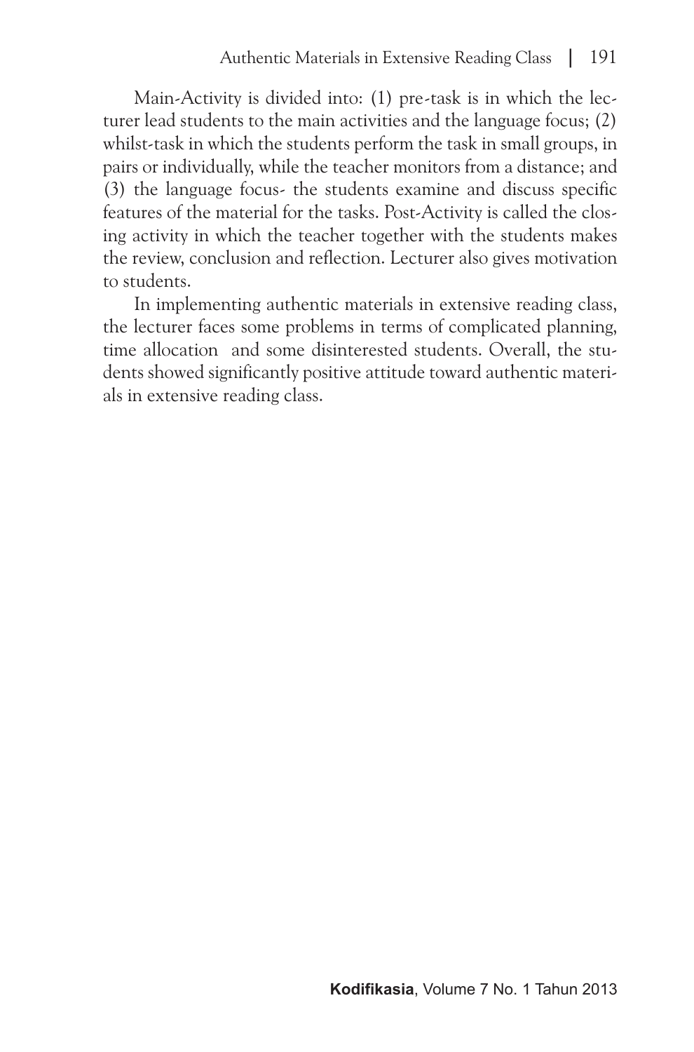Main-Activity is divided into: (1) pre-task is in which the lecturer lead students to the main activities and the language focus; (2) whilst-task in which the students perform the task in small groups, in pairs or individually, while the teacher monitors from a distance; and (3) the language focus- the students examine and discuss specific features of the material for the tasks. Post-Activity is called the closing activity in which the teacher together with the students makes the review, conclusion and reflection. Lecturer also gives motivation to students.

In implementing authentic materials in extensive reading class, the lecturer faces some problems in terms of complicated planning, time allocation and some disinterested students. Overall, the students showed significantly positive attitude toward authentic materials in extensive reading class.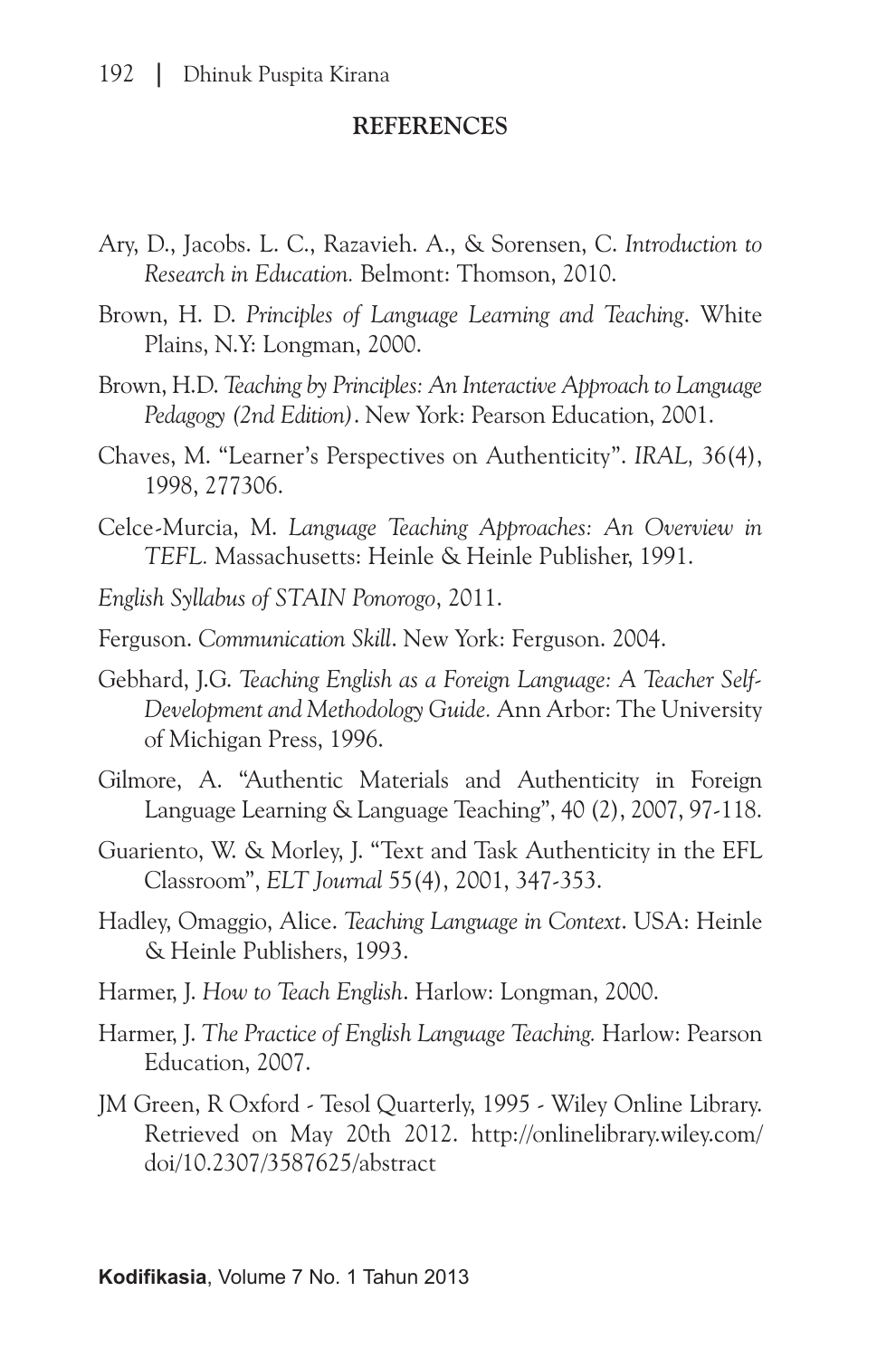## REFERENCES

Ary, D., Jacobs. L. C., Razavieh. A., & Sorensen, C. *Introduction to Research in Education.* Belmont: Thomson, 2010.

Brown, H. D. *Principles of Language Learning and Teaching*. White Plains, N.Y: Longman, 2000.

Brown, H.D. *Teaching by Principles: An Interactive Approach to Language Pedagogy (2nd Edition)*. New York: Pearson Education, 2001.

Chaves, M. "Learner's Perspectives on Authenticity". *IRAL,* 36(4), 1998, 277306.

Celce-Murcia, M. *Language Teaching Approaches: An Overview in TEFL.* Massachusetts: Heinle & Heinle Publisher, 1991.

*English Syllabus of STAIN Ponorogo*, 2011.

Ferguson. *Communication Skill*. New York: Ferguson. 2004.

Gebhard, J.G. *Teaching English as a Foreign Language: A Teacher Self-Development and Methodology Guide.* Ann Arbor: The University of Michigan Press, 1996.

Gilmore, A. "Authentic Materials and Authenticity in Foreign Language Learning & Language Teaching", 40 (2), 2007, 97-118.

Guariento, W. & Morley, J. "Text and Task Authenticity in the EFL Classroom", *ELT Journal* 55(4), 2001, 347-353.

Hadley, Omaggio, Alice. *Teaching Language in Context*. USA: Heinle & Heinle Publishers, 1993.

Harmer, J. *How to Teach English*. Harlow: Longman, 2000.

Harmer, J. *The Practice of English Language Teaching.* Harlow: Pearson Education, 2007.

JM Green, R Oxford - Tesol Quarterly, 1995 - Wiley Online Library. Retrieved on May 20th 2012. http://onlinelibrary.wiley.com/doi/10.2307/3587625/abstract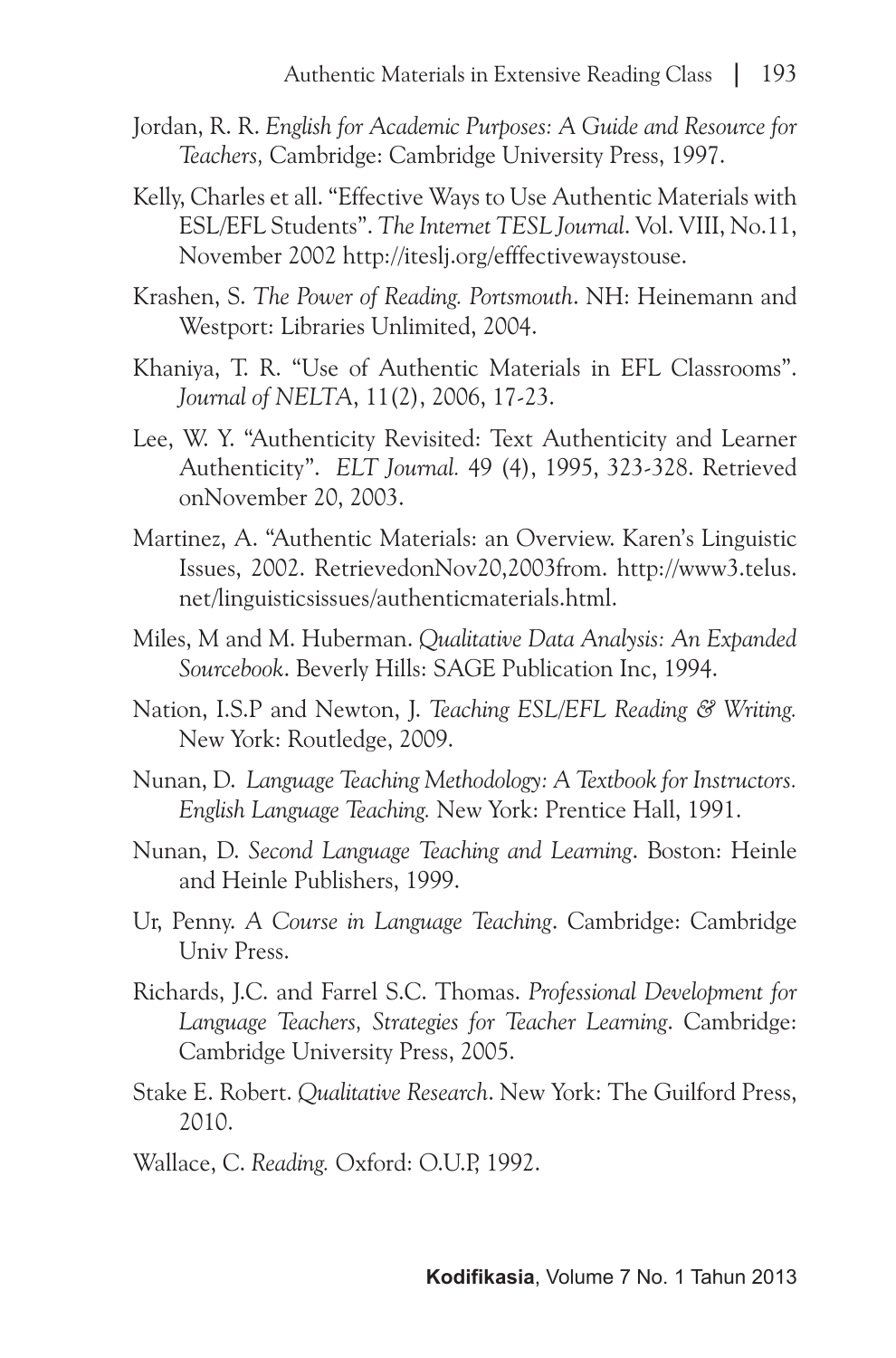Jordan, R. R. *English for Academic Purposes: A Guide and Resource for Teachers,* Cambridge: Cambridge University Press, 1997.

Kelly, Charles et all. "Effective Ways to Use Authentic Materials with ESL/EFL Students". *The Internet TESL Journal*. Vol. VIII, No.11, November 2002 http://iteslj.org/efffectivewaystouse.

Krashen, S. *The Power of Reading. Portsmouth*. NH: Heinemann and Westport: Libraries Unlimited, 2004.

Khaniya, T. R. "Use of Authentic Materials in EFL Classrooms". *Journal of NELTA*, 11(2), 2006, 17-23.

Lee, W. Y. "Authenticity Revisited: Text Authenticity and Learner Authenticity". *ELT Journal.* 49 (4), 1995, 323-328. Retrieved onNovember 20, 2003.

Martinez, A. "Authentic Materials: an Overview. Karen's Linguistic Issues, 2002. RetrievedonNov20,2003from. http://www3.telus.net/linguisticsissues/authenticmaterials.html.

Miles, M and M. Huberman. *Qualitative Data Analysis: An Expanded Sourcebook*. Beverly Hills: SAGE Publication Inc, 1994.

Nation, I.S.P and Newton, J. *Teaching ESL/EFL Reading & Writing.* New York: Routledge, 2009.

Nunan, D. *Language Teaching Methodology: A Textbook for Instructors. English Language Teaching.* New York: Prentice Hall, 1991.

Nunan, D. *Second Language Teaching and Learning*. Boston: Heinle and Heinle Publishers, 1999.

Ur, Penny. *A Course in Language Teaching*. Cambridge: Cambridge Univ Press.

Richards, J.C. and Farrel S.C. Thomas. *Professional Development for Language Teachers, Strategies for Teacher Learning*. Cambridge: Cambridge University Press, 2005.

Stake E. Robert. *Qualitative Research*. New York: The Guilford Press, 2010.

Wallace, C. *Reading.* Oxford: O.U.P, 1992.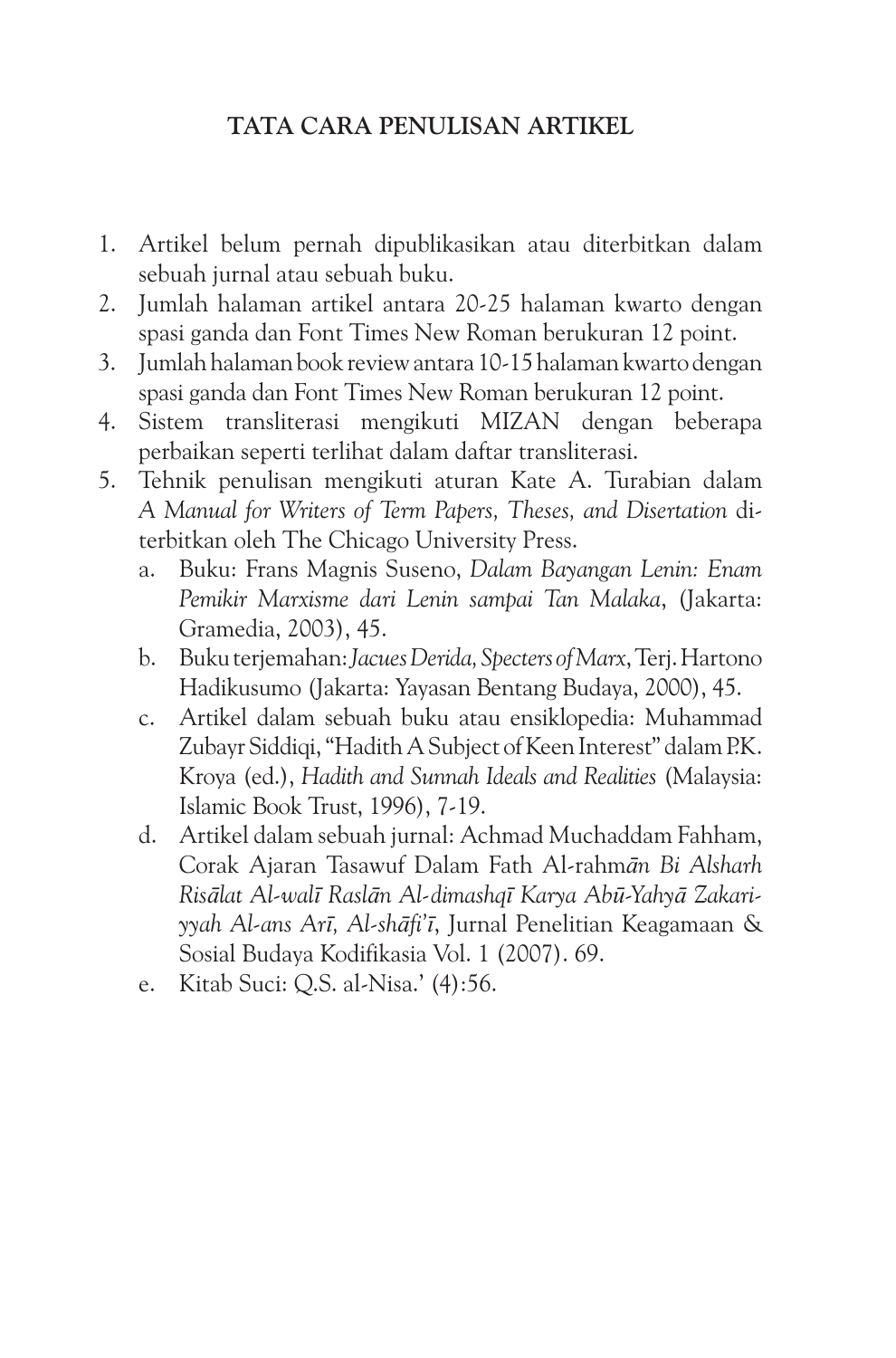# TATA CARA PENULISAN ARTIKEL

1. Artikel belum pernah dipublikasikan atau diterbitkan dalam sebuah jurnal atau sebuah buku.
2. Jumlah halaman artikel antara 20-25 halaman kwarto dengan spasi ganda dan Font Times New Roman berukuran 12 point.
3. Jumlah halaman book review antara 10-15 halaman kwarto dengan spasi ganda dan Font Times New Roman berukuran 12 point.
4. Sistem transliterasi mengikuti MIZAN dengan beberapa perbaikan seperti terlihat dalam daftar transliterasi.
5. Tehnik penulisan mengikuti aturan Kate A. Turabian dalam *A Manual for Writers of Term Papers, Theses, and Disertation* diterbitkan oleh The Chicago University Press.
   a. Buku: Frans Magnis Suseno, *Dalam Bayangan Lenin: Enam Pemikir Marxisme dari Lenin sampai Tan Malaka*, (Jakarta: Gramedia, 2003), 45.
   b. Buku terjemahan: *Jacues Derida, Specters of Marx*, Terj. Hartono Hadikusumo (Jakarta: Yayasan Bentang Budaya, 2000), 45.
   c. Artikel dalam sebuah buku atau ensiklopedia: Muhammad Zubayr Siddiqi, "Hadith A Subject of Keen Interest" dalam P.K. Kroya (ed.), *Hadith and Sunnah Ideals and Realities* (Malaysia: Islamic Book Trust, 1996), 7-19.
   d. Artikel dalam sebuah jurnal: Achmad Muchaddam Fahham, Corak Ajaran Tasawuf Dalam Fath Al-rahm*ān Bi Alsharh Risālat Al-walī Raslān Al-dimashqī Karya Abū-Yahyā Zakariyyah Al-ans Arī, Al-shāfi'ī*, Jurnal Penelitian Keagamaan & Sosial Budaya Kodifikasia Vol. 1 (2007). 69.
   e. Kitab Suci: Q.S. al-Nisa.' (4):56.